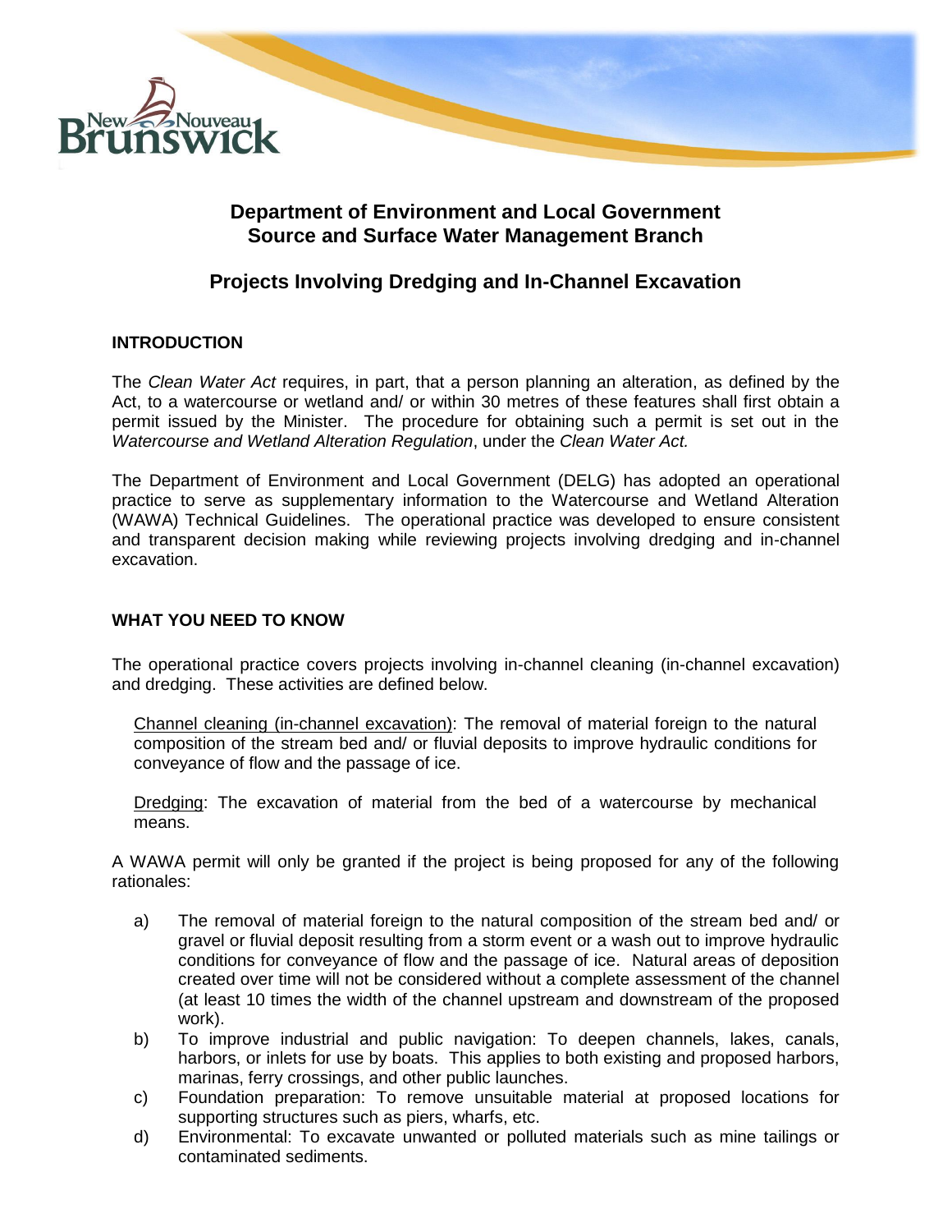# Department of Environment and Local Government
# Source and Surface Water Management Branch

## Projects Involving Dredging and In-Channel Excavation

### INTRODUCTION

The *Clean Water Act* requires, in part, that a person planning an alteration, as defined by the Act, to a watercourse or wetland and/ or within 30 metres of these features shall first obtain a permit issued by the Minister. The procedure for obtaining such a permit is set out in the *Watercourse and Wetland Alteration Regulation*, under the *Clean Water Act.*

The Department of Environment and Local Government (DELG) has adopted an operational practice to serve as supplementary information to the Watercourse and Wetland Alteration (WAWA) Technical Guidelines. The operational practice was developed to ensure consistent and transparent decision making while reviewing projects involving dredging and in-channel excavation.

### WHAT YOU NEED TO KNOW

The operational practice covers projects involving in-channel cleaning (in-channel excavation) and dredging. These activities are defined below.

<u>Channel cleaning (in-channel excavation)</u>: The removal of material foreign to the natural composition of the stream bed and/ or fluvial deposits to improve hydraulic conditions for conveyance of flow and the passage of ice.

<u>Dredging</u>: The excavation of material from the bed of a watercourse by mechanical means.

A WAWA permit will only be granted if the project is being proposed for any of the following rationales:

a) The removal of material foreign to the natural composition of the stream bed and/ or gravel or fluvial deposit resulting from a storm event or a wash out to improve hydraulic conditions for conveyance of flow and the passage of ice. Natural areas of deposition created over time will not be considered without a complete assessment of the channel (at least 10 times the width of the channel upstream and downstream of the proposed work).
b) To improve industrial and public navigation: To deepen channels, lakes, canals, harbors, or inlets for use by boats. This applies to both existing and proposed harbors, marinas, ferry crossings, and other public launches.
c) Foundation preparation: To remove unsuitable material at proposed locations for supporting structures such as piers, wharfs, etc.
d) Environmental: To excavate unwanted or polluted materials such as mine tailings or contaminated sediments.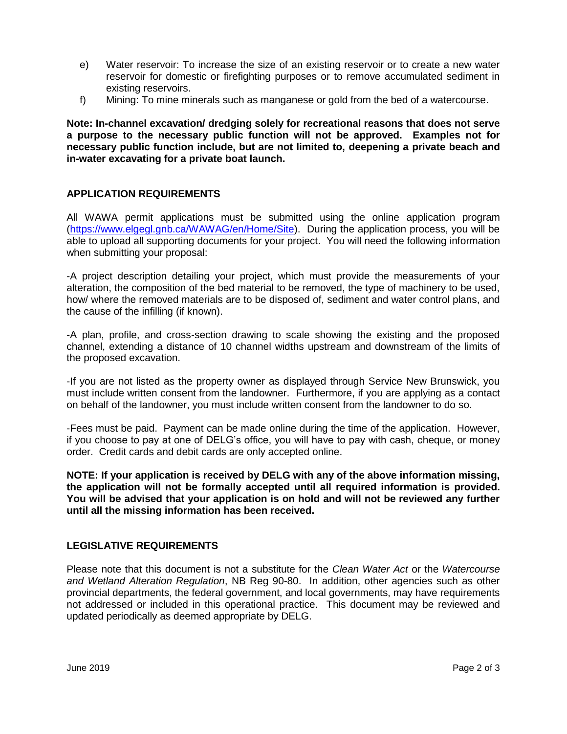e) Water reservoir: To increase the size of an existing reservoir or to create a new water reservoir for domestic or firefighting purposes or to remove accumulated sediment in existing reservoirs.

f) Mining: To mine minerals such as manganese or gold from the bed of a watercourse.

**Note: In-channel excavation/ dredging solely for recreational reasons that does not serve a purpose to the necessary public function will not be approved. Examples not for necessary public function include, but are not limited to, deepening a private beach and in-water excavating for a private boat launch.**

## APPLICATION REQUIREMENTS

All WAWA permit applications must be submitted using the online application program (https://www.elgegl.gnb.ca/WAWAG/en/Home/Site). During the application process, you will be able to upload all supporting documents for your project. You will need the following information when submitting your proposal:

-A project description detailing your project, which must provide the measurements of your alteration, the composition of the bed material to be removed, the type of machinery to be used, how/ where the removed materials are to be disposed of, sediment and water control plans, and the cause of the infilling (if known).

-A plan, profile, and cross-section drawing to scale showing the existing and the proposed channel, extending a distance of 10 channel widths upstream and downstream of the limits of the proposed excavation.

-If you are not listed as the property owner as displayed through Service New Brunswick, you must include written consent from the landowner. Furthermore, if you are applying as a contact on behalf of the landowner, you must include written consent from the landowner to do so.

-Fees must be paid. Payment can be made online during the time of the application. However, if you choose to pay at one of DELG's office, you will have to pay with cash, cheque, or money order. Credit cards and debit cards are only accepted online.

**NOTE: If your application is received by DELG with any of the above information missing, the application will not be formally accepted until all required information is provided. You will be advised that your application is on hold and will not be reviewed any further until all the missing information has been received.**

## LEGISLATIVE REQUIREMENTS

Please note that this document is not a substitute for the *Clean Water Act* or the *Watercourse and Wetland Alteration Regulation*, NB Reg 90-80. In addition, other agencies such as other provincial departments, the federal government, and local governments, may have requirements not addressed or included in this operational practice. This document may be reviewed and updated periodically as deemed appropriate by DELG.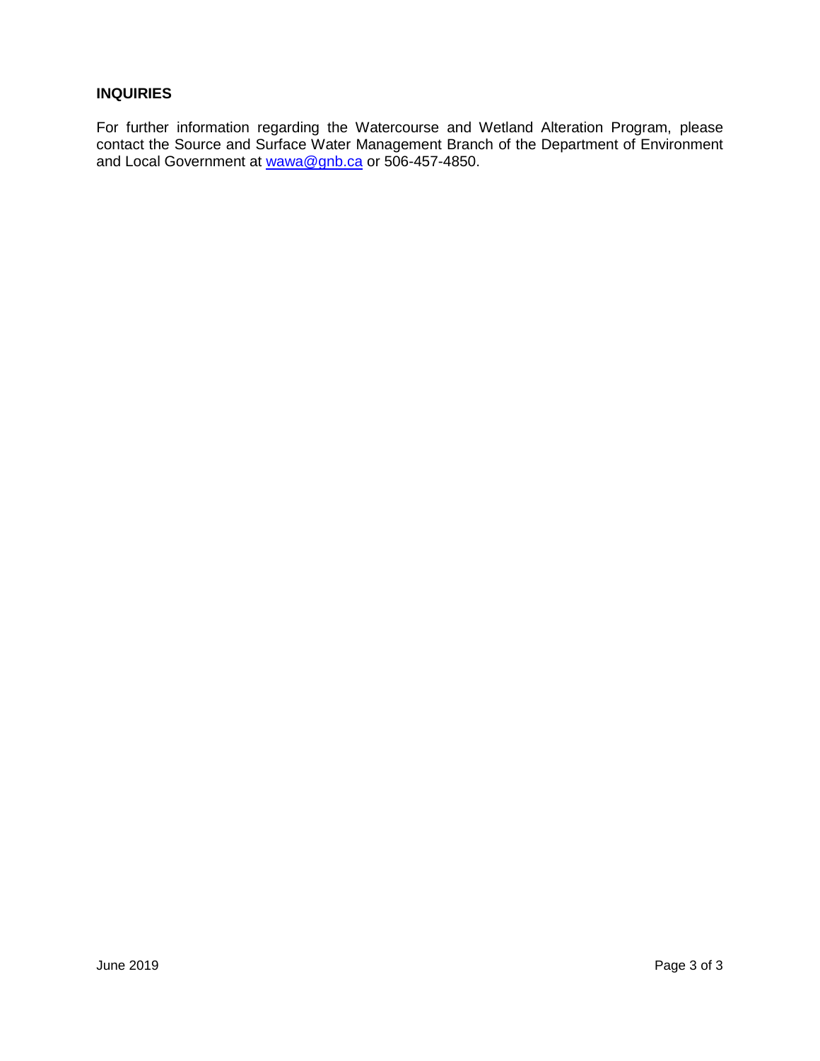## INQUIRIES

For further information regarding the Watercourse and Wetland Alteration Program, please contact the Source and Surface Water Management Branch of the Department of Environment and Local Government at [wawa@gnb.ca](mailto:wawa@gnb.ca) or 506-457-4850.

June 2019